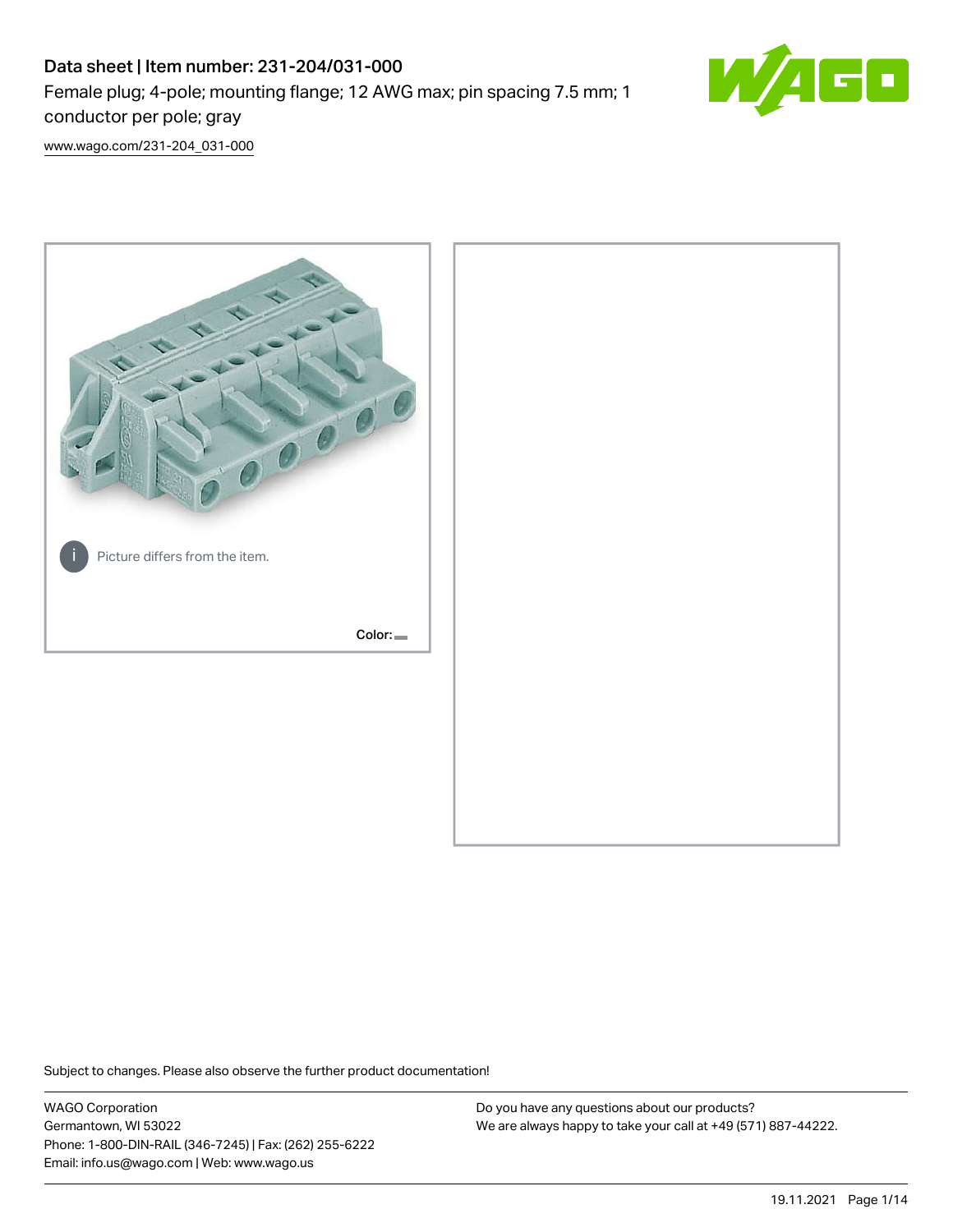# Data sheet | Item number: 231-204/031-000

Female plug; 4-pole; mounting flange; 12 AWG max; pin spacing 7.5 mm; 1 conductor per pole; gray

www.wago.com/231-204_031-000

Picture differs from the item.

Color:

Subject to changes. Please also observe the further product documentation!

WAGO Corporation
Germantown, WI 53022
Phone: 1-800-DIN-RAIL (346-7245) | Fax: (262) 255-6222
Email: info.us@wago.com | Web: www.wago.us

Do you have any questions about our products?
We are always happy to take your call at +49 (571) 887-44222.

19.11.2021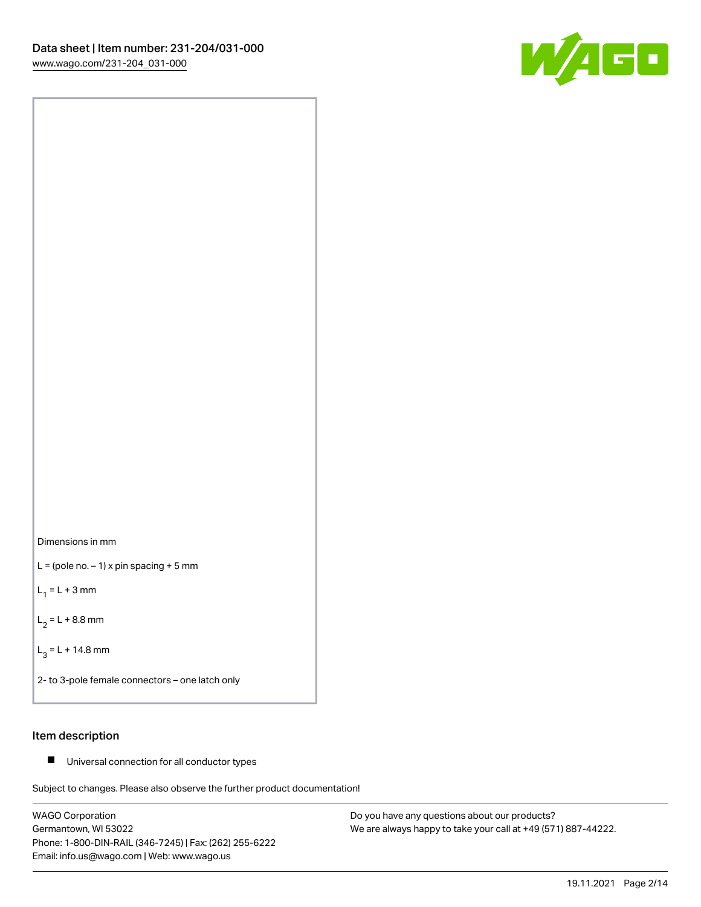Dimensions in mm

L = (pole no. – 1) x pin spacing + 5 mm

$L_1$ = L + 3 mm

$L_2$ = L + 8.8 mm

$L_3$ = L + 14.8 mm

2- to 3-pole female connectors – one latch only

## Item description

- Universal connection for all conductor types

Subject to changes. Please also observe the further product documentation!

WAGO Corporation
Germantown, WI 53022
Phone: 1-800-DIN-RAIL (346-7245) | Fax: (262) 255-6222
Email: info.us@wago.com | Web: www.wago.us

Do you have any questions about our products?
We are always happy to take your call at +49 (571) 887-44222.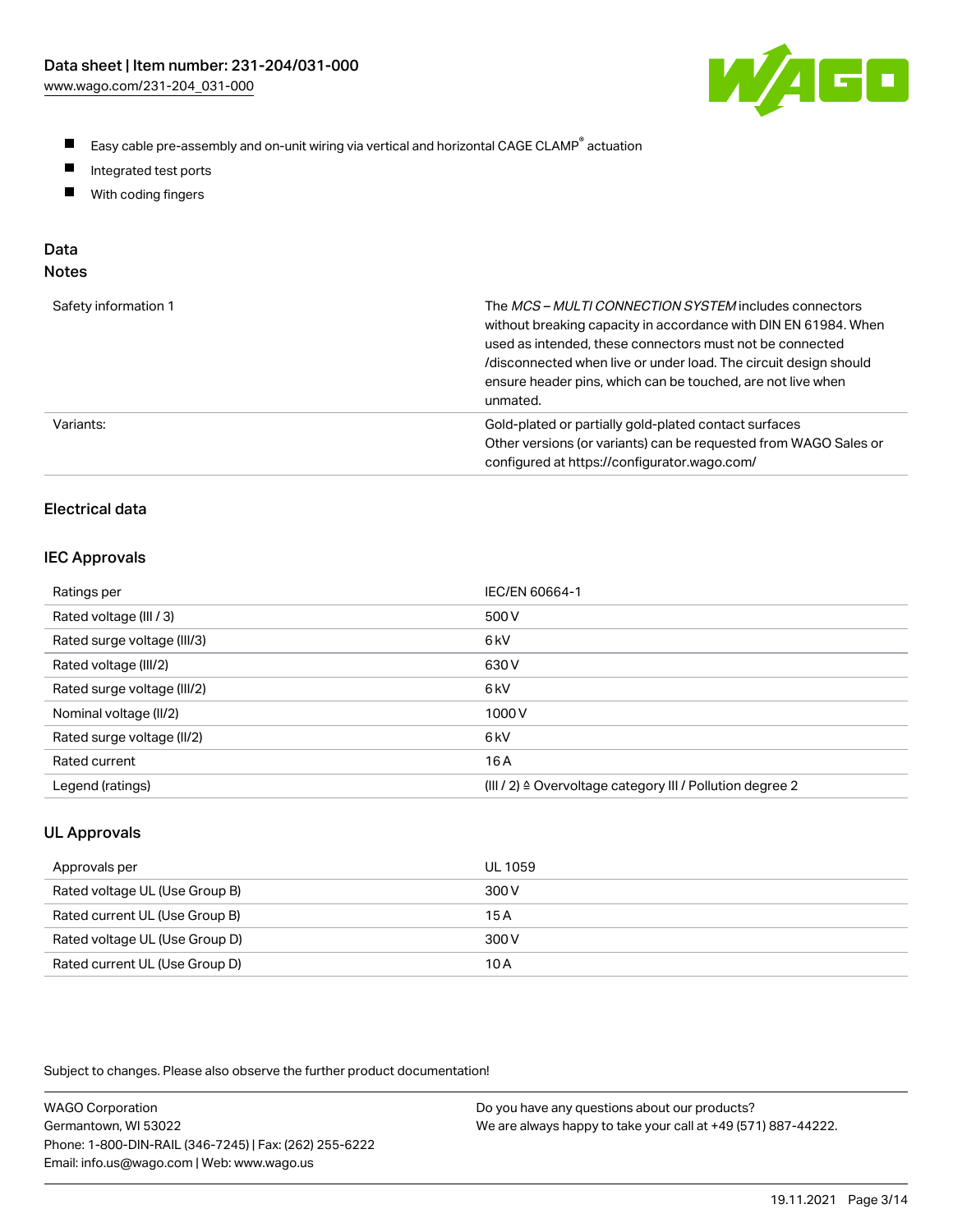- Easy cable pre-assembly and on-unit wiring via vertical and horizontal CAGE CLAMP® actuation
- Integrated test ports
- With coding fingers

## Data
### Notes

| | |
|---|---|
| Safety information 1 | The *MCS – MULTI CONNECTION SYSTEM* includes connectors without breaking capacity in accordance with DIN EN 61984. When used as intended, these connectors must not be connected /disconnected when live or under load. The circuit design should ensure header pins, which can be touched, are not live when unmated. |
| Variants: | Gold-plated or partially gold-plated contact surfaces<br>Other versions (or variants) can be requested from WAGO Sales or configured at https://configurator.wago.com/ |

### Electrical data

### IEC Approvals

| | |
|---|---|
| Ratings per | IEC/EN 60664-1 |
| Rated voltage (III / 3) | 500 V |
| Rated surge voltage (III/3) | 6 kV |
| Rated voltage (III/2) | 630 V |
| Rated surge voltage (III/2) | 6 kV |
| Nominal voltage (II/2) | 1000 V |
| Rated surge voltage (II/2) | 6 kV |
| Rated current | 16 A |
| Legend (ratings) | (III / 2) ≙ Overvoltage category III / Pollution degree 2 |

### UL Approvals

| | |
|---|---|
| Approvals per | UL 1059 |
| Rated voltage UL (Use Group B) | 300 V |
| Rated current UL (Use Group B) | 15 A |
| Rated voltage UL (Use Group D) | 300 V |
| Rated current UL (Use Group D) | 10 A |

Subject to changes. Please also observe the further product documentation!

WAGO Corporation
Germantown, WI 53022
Phone: 1-800-DIN-RAIL (346-7245) | Fax: (262) 255-6222
Email: info.us@wago.com | Web: www.wago.us

Do you have any questions about our products?
We are always happy to take your call at +49 (571) 887-44222.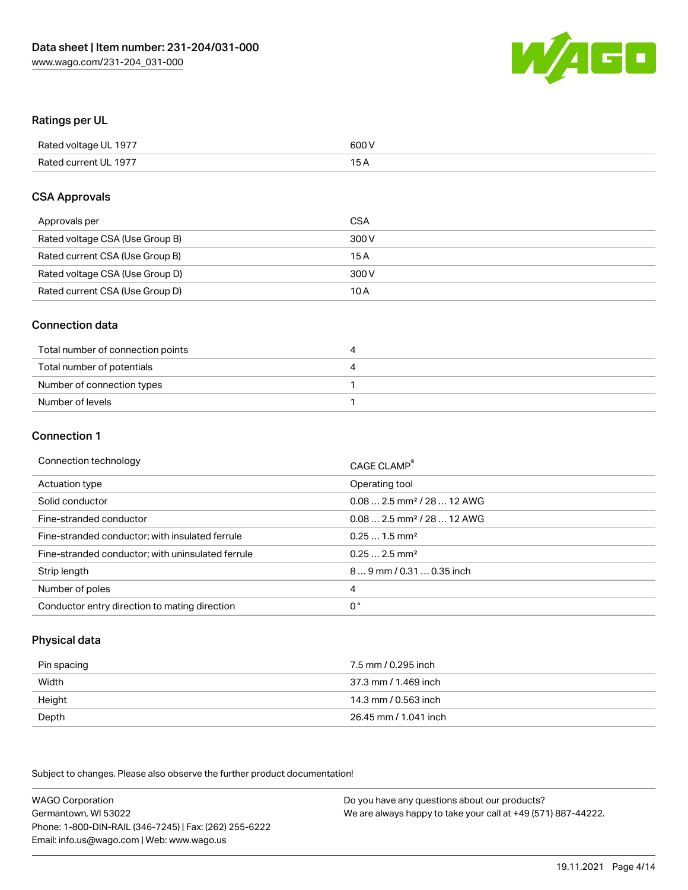## Ratings per UL

| | |
|---|---|
| Rated voltage UL 1977 | 600 V |
| Rated current UL 1977 | 15 A |

## CSA Approvals

| | |
|---|---|
| Approvals per | CSA |
| Rated voltage CSA (Use Group B) | 300 V |
| Rated current CSA (Use Group B) | 15 A |
| Rated voltage CSA (Use Group D) | 300 V |
| Rated current CSA (Use Group D) | 10 A |

## Connection data

| | |
|---|---|
| Total number of connection points | 4 |
| Total number of potentials | 4 |
| Number of connection types | 1 |
| Number of levels | 1 |

## Connection 1

| | |
|---|---|
| Connection technology | CAGE CLAMP® |
| Actuation type | Operating tool |
| Solid conductor | 0.08 … 2.5 mm² / 28 … 12 AWG |
| Fine-stranded conductor | 0.08 … 2.5 mm² / 28 … 12 AWG |
| Fine-stranded conductor; with insulated ferrule | 0.25 … 1.5 mm² |
| Fine-stranded conductor; with uninsulated ferrule | 0.25 … 2.5 mm² |
| Strip length | 8 … 9 mm / 0.31 … 0.35 inch |
| Number of poles | 4 |
| Conductor entry direction to mating direction | 0 ° |

## Physical data

| | |
|---|---|
| Pin spacing | 7.5 mm / 0.295 inch |
| Width | 37.3 mm / 1.469 inch |
| Height | 14.3 mm / 0.563 inch |
| Depth | 26.45 mm / 1.041 inch |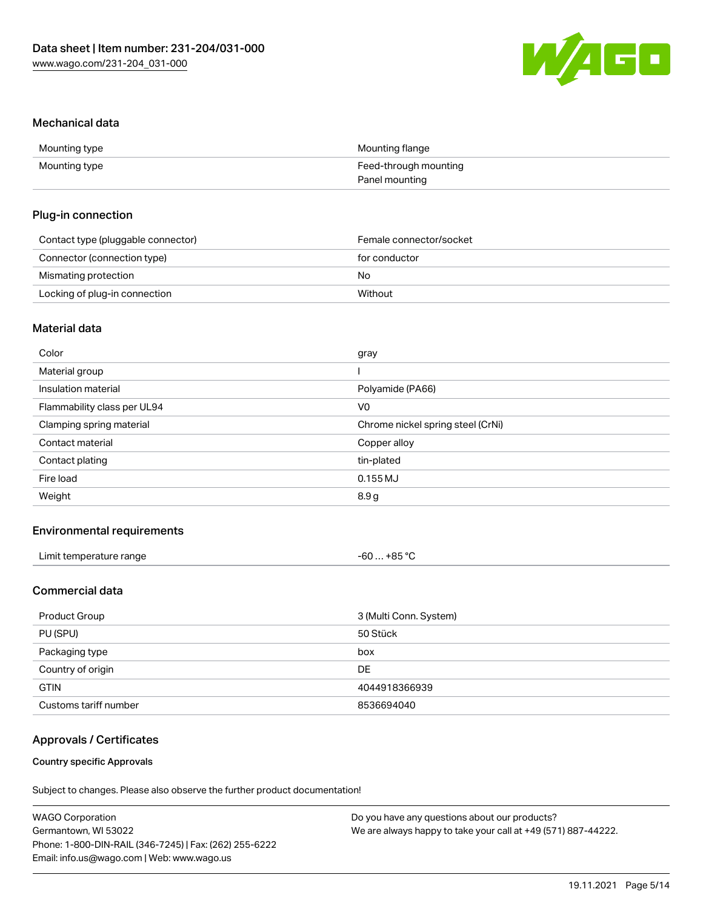## Mechanical data

| | |
|---|---|
| Mounting type | Mounting flange |
| Mounting type | Feed-through mounting<br>Panel mounting |

## Plug-in connection

| | |
|---|---|
| Contact type (pluggable connector) | Female connector/socket |
| Connector (connection type) | for conductor |
| Mismating protection | No |
| Locking of plug-in connection | Without |

## Material data

| | |
|---|---|
| Color | gray |
| Material group | I |
| Insulation material | Polyamide (PA66) |
| Flammability class per UL94 | V0 |
| Clamping spring material | Chrome nickel spring steel (CrNi) |
| Contact material | Copper alloy |
| Contact plating | tin-plated |
| Fire load | 0.155 MJ |
| Weight | 8.9 g |

## Environmental requirements

| | |
|---|---|
| Limit temperature range | -60 … +85 °C |

## Commercial data

| | |
|---|---|
| Product Group | 3 (Multi Conn. System) |
| PU (SPU) | 50 Stück |
| Packaging type | box |
| Country of origin | DE |
| GTIN | 4044918366939 |
| Customs tariff number | 8536694040 |

## Approvals / Certificates

### Country specific Approvals

Subject to changes. Please also observe the further product documentation!

WAGO Corporation
Germantown, WI 53022
Phone: 1-800-DIN-RAIL (346-7245) | Fax: (262) 255-6222
Email: info.us@wago.com | Web: www.wago.us

Do you have any questions about our products?
We are always happy to take your call at +49 (571) 887-44222.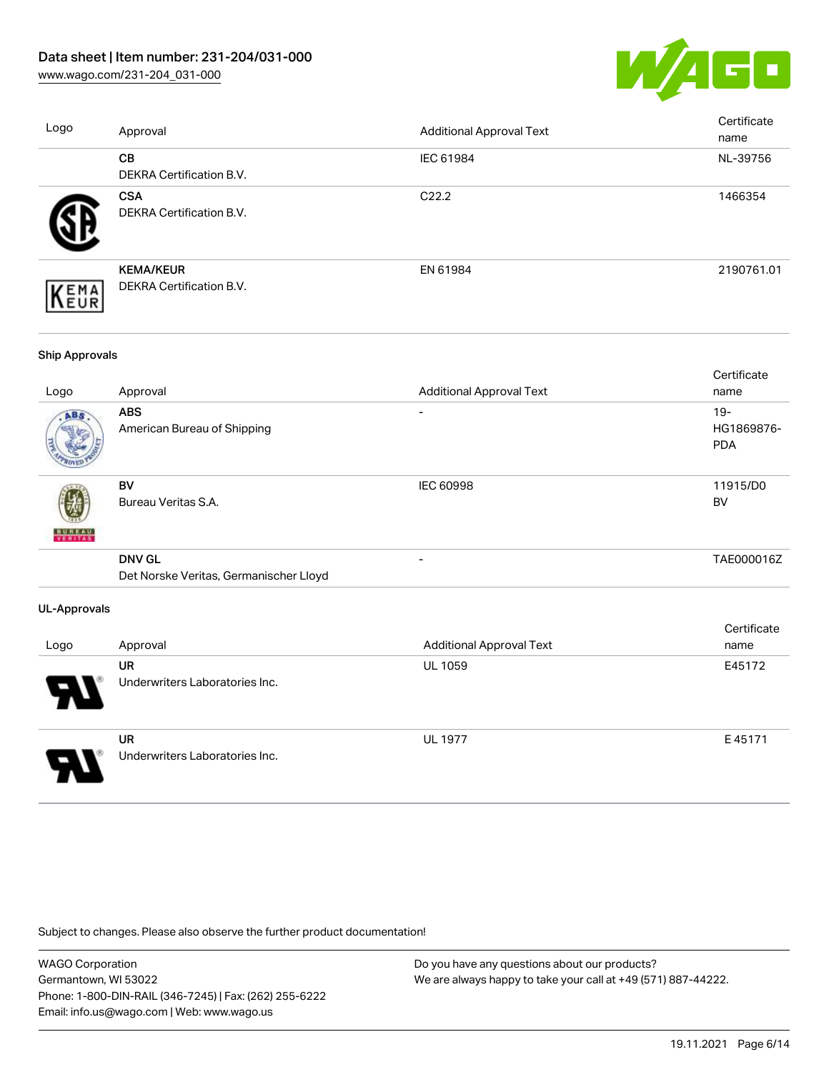| Logo | Approval | Additional Approval Text | Certificate name |
|---|---|---|---|
| | **CB**<br>DEKRA Certification B.V. | IEC 61984 | NL-39756 |
| | **CSA**<br>DEKRA Certification B.V. | C22.2 | 1466354 |
| | **KEMA/KEUR**<br>DEKRA Certification B.V. | EN 61984 | 2190761.01 |

**Ship Approvals**

| Logo | Approval | Additional Approval Text | Certificate name |
|---|---|---|---|
| | **ABS**<br>American Bureau of Shipping | - | 19-HG1869876-PDA |
| | **BV**<br>Bureau Veritas S.A. | IEC 60998 | 11915/D0 BV |
| | **DNV GL**<br>Det Norske Veritas, Germanischer Lloyd | - | TAE000016Z |

**UL-Approvals**

| Logo | Approval | Additional Approval Text | Certificate name |
|---|---|---|---|
| | **UR**<br>Underwriters Laboratories Inc. | UL 1059 | E45172 |
| | **UR**<br>Underwriters Laboratories Inc. | UL 1977 | E 45171 |

Subject to changes. Please also observe the further product documentation!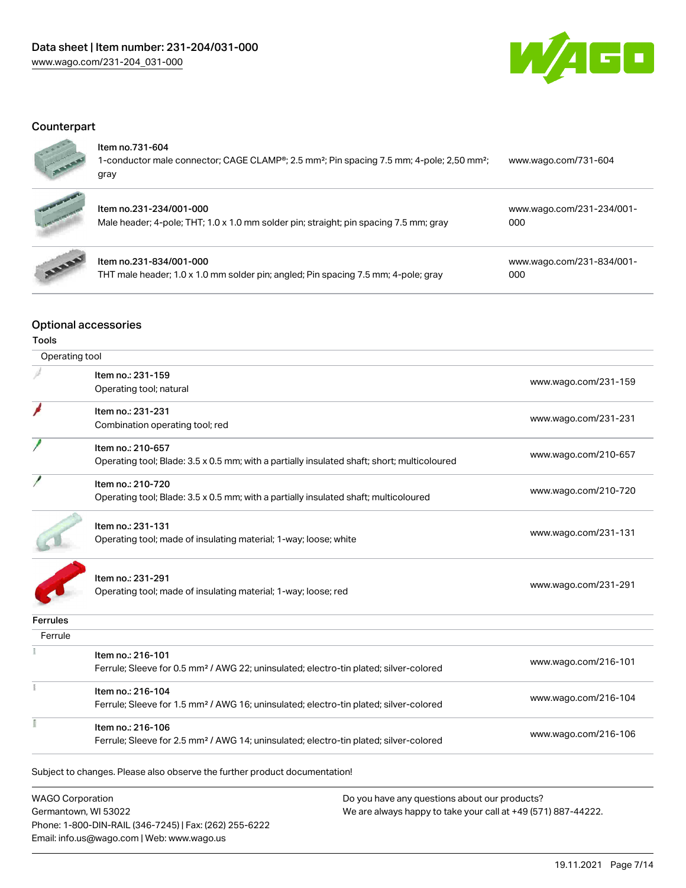## Counterpart

| Item | Link |
| --- | --- |
| Item no.731-604<br>1-conductor male connector; CAGE CLAMP®; 2.5 mm²; Pin spacing 7.5 mm; 4-pole; 2,50 mm²; gray | www.wago.com/731-604 |
| Item no.231-234/001-000<br>Male header; 4-pole; THT; 1.0 x 1.0 mm solder pin; straight; pin spacing 7.5 mm; gray | www.wago.com/231-234/001-000 |
| Item no.231-834/001-000<br>THT male header; 1.0 x 1.0 mm solder pin; angled; Pin spacing 7.5 mm; 4-pole; gray | www.wago.com/231-834/001-000 |

## Optional accessories

### Tools

| Operating tool | |
| --- | --- |
| Item no.: 231-159<br>Operating tool; natural | www.wago.com/231-159 |
| Item no.: 231-231<br>Combination operating tool; red | www.wago.com/231-231 |
| Item no.: 210-657<br>Operating tool; Blade: 3.5 x 0.5 mm; with a partially insulated shaft; short; multicoloured | www.wago.com/210-657 |
| Item no.: 210-720<br>Operating tool; Blade: 3.5 x 0.5 mm; with a partially insulated shaft; multicoloured | www.wago.com/210-720 |
| Item no.: 231-131<br>Operating tool; made of insulating material; 1-way; loose; white | www.wago.com/231-131 |
| Item no.: 231-291<br>Operating tool; made of insulating material; 1-way; loose; red | www.wago.com/231-291 |

### Ferrules

| Ferrule | |
| --- | --- |
| Item no.: 216-101<br>Ferrule; Sleeve for 0.5 mm² / AWG 22; uninsulated; electro-tin plated; silver-colored | www.wago.com/216-101 |
| Item no.: 216-104<br>Ferrule; Sleeve for 1.5 mm² / AWG 16; uninsulated; electro-tin plated; silver-colored | www.wago.com/216-104 |
| Item no.: 216-106<br>Ferrule; Sleeve for 2.5 mm² / AWG 14; uninsulated; electro-tin plated; silver-colored | www.wago.com/216-106 |

Subject to changes. Please also observe the further product documentation!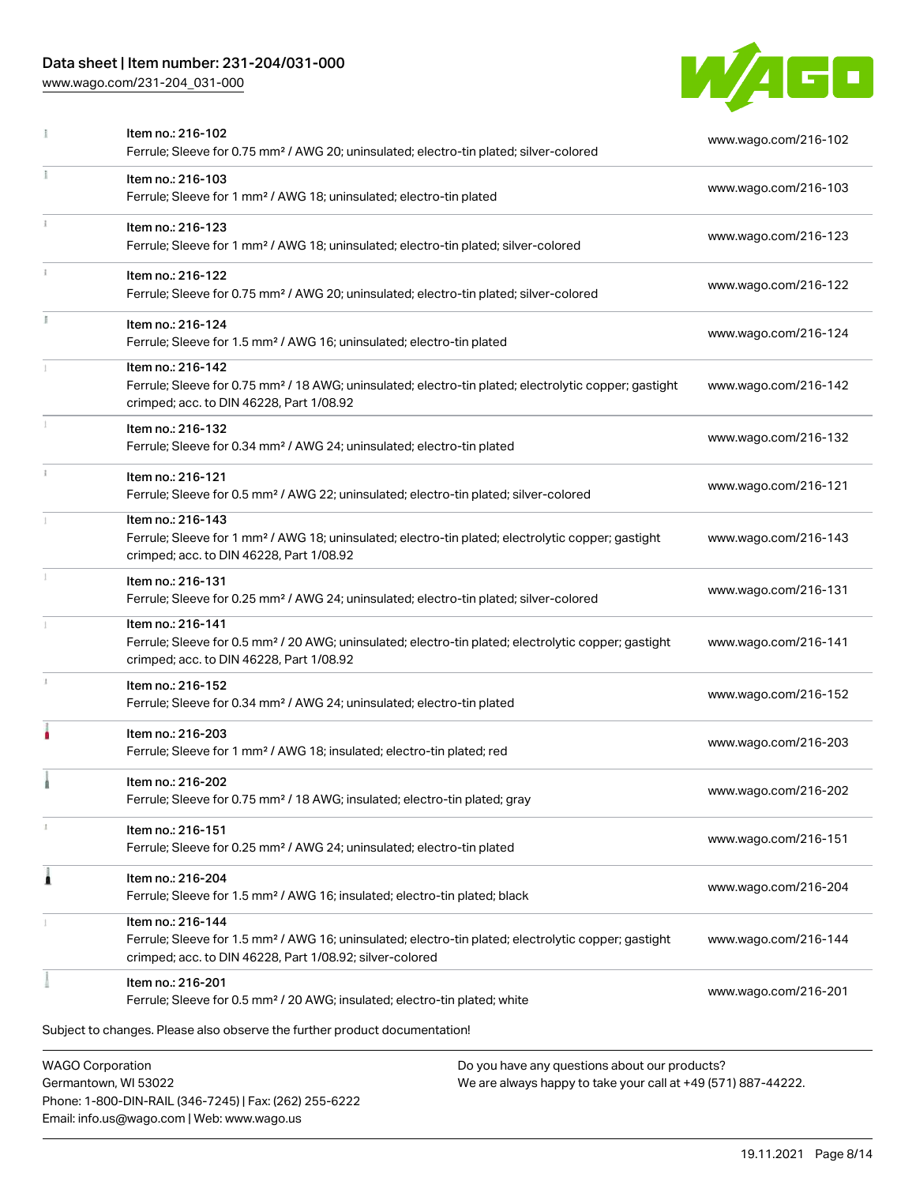| | | |
|---|---|---|
| | Item no.: 216-102<br>Ferrule; Sleeve for 0.75 mm² / AWG 20; uninsulated; electro-tin plated; silver-colored | www.wago.com/216-102 |
| | Item no.: 216-103<br>Ferrule; Sleeve for 1 mm² / AWG 18; uninsulated; electro-tin plated | www.wago.com/216-103 |
| | Item no.: 216-123<br>Ferrule; Sleeve for 1 mm² / AWG 18; uninsulated; electro-tin plated; silver-colored | www.wago.com/216-123 |
| | Item no.: 216-122<br>Ferrule; Sleeve for 0.75 mm² / AWG 20; uninsulated; electro-tin plated; silver-colored | www.wago.com/216-122 |
| | Item no.: 216-124<br>Ferrule; Sleeve for 1.5 mm² / AWG 16; uninsulated; electro-tin plated | www.wago.com/216-124 |
| | Item no.: 216-142<br>Ferrule; Sleeve for 0.75 mm² / 18 AWG; uninsulated; electro-tin plated; electrolytic copper; gastight crimped; acc. to DIN 46228, Part 1/08.92 | www.wago.com/216-142 |
| | Item no.: 216-132<br>Ferrule; Sleeve for 0.34 mm² / AWG 24; uninsulated; electro-tin plated | www.wago.com/216-132 |
| | Item no.: 216-121<br>Ferrule; Sleeve for 0.5 mm² / AWG 22; uninsulated; electro-tin plated; silver-colored | www.wago.com/216-121 |
| | Item no.: 216-143<br>Ferrule; Sleeve for 1 mm² / AWG 18; uninsulated; electro-tin plated; electrolytic copper; gastight crimped; acc. to DIN 46228, Part 1/08.92 | www.wago.com/216-143 |
| | Item no.: 216-131<br>Ferrule; Sleeve for 0.25 mm² / AWG 24; uninsulated; electro-tin plated; silver-colored | www.wago.com/216-131 |
| | Item no.: 216-141<br>Ferrule; Sleeve for 0.5 mm² / 20 AWG; uninsulated; electro-tin plated; electrolytic copper; gastight crimped; acc. to DIN 46228, Part 1/08.92 | www.wago.com/216-141 |
| | Item no.: 216-152<br>Ferrule; Sleeve for 0.34 mm² / AWG 24; uninsulated; electro-tin plated | www.wago.com/216-152 |
| | Item no.: 216-203<br>Ferrule; Sleeve for 1 mm² / AWG 18; insulated; electro-tin plated; red | www.wago.com/216-203 |
| | Item no.: 216-202<br>Ferrule; Sleeve for 0.75 mm² / 18 AWG; insulated; electro-tin plated; gray | www.wago.com/216-202 |
| | Item no.: 216-151<br>Ferrule; Sleeve for 0.25 mm² / AWG 24; uninsulated; electro-tin plated | www.wago.com/216-151 |
| | Item no.: 216-204<br>Ferrule; Sleeve for 1.5 mm² / AWG 16; insulated; electro-tin plated; black | www.wago.com/216-204 |
| | Item no.: 216-144<br>Ferrule; Sleeve for 1.5 mm² / AWG 16; uninsulated; electro-tin plated; electrolytic copper; gastight crimped; acc. to DIN 46228, Part 1/08.92; silver-colored | www.wago.com/216-144 |
| | Item no.: 216-201<br>Ferrule; Sleeve for 0.5 mm² / 20 AWG; insulated; electro-tin plated; white | www.wago.com/216-201 |

Subject to changes. Please also observe the further product documentation!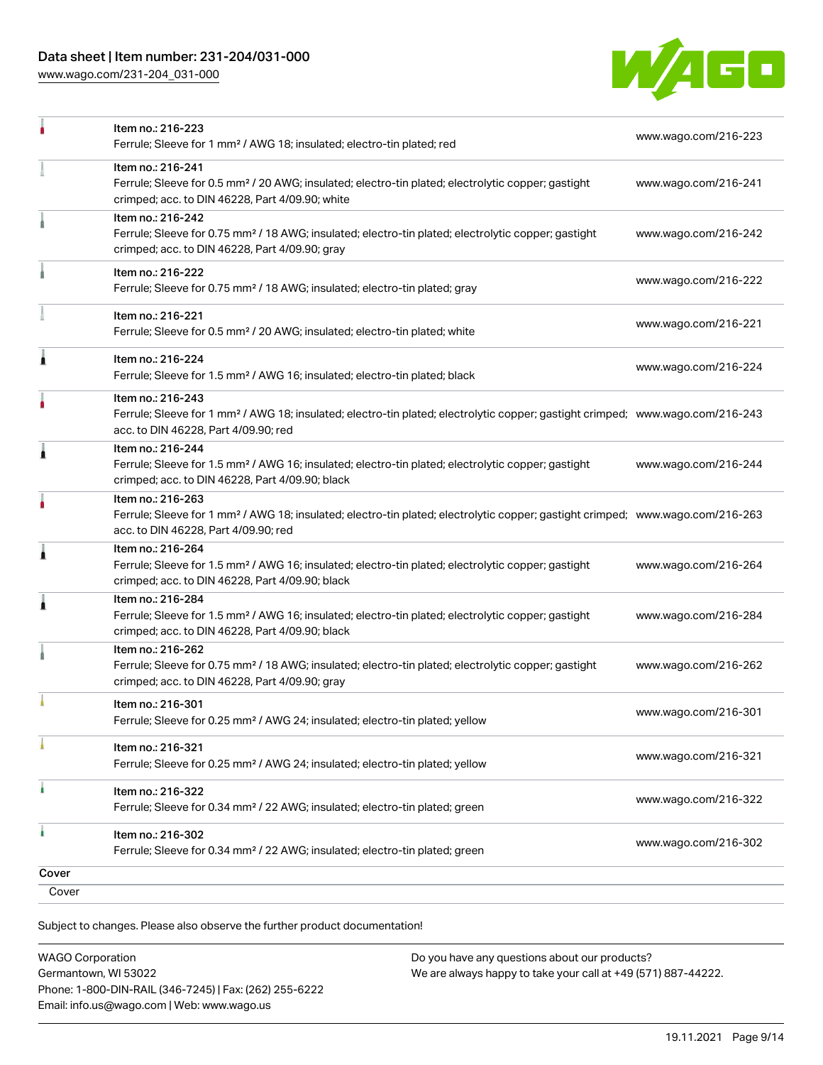| | | |
|---|---|---|
| | Item no.: 216-223<br>Ferrule; Sleeve for 1 mm² / AWG 18; insulated; electro-tin plated; red | www.wago.com/216-223 |
| | Item no.: 216-241<br>Ferrule; Sleeve for 0.5 mm² / 20 AWG; insulated; electro-tin plated; electrolytic copper; gastight crimped; acc. to DIN 46228, Part 4/09.90; white | www.wago.com/216-241 |
| | Item no.: 216-242<br>Ferrule; Sleeve for 0.75 mm² / 18 AWG; insulated; electro-tin plated; electrolytic copper; gastight crimped; acc. to DIN 46228, Part 4/09.90; gray | www.wago.com/216-242 |
| | Item no.: 216-222<br>Ferrule; Sleeve for 0.75 mm² / 18 AWG; insulated; electro-tin plated; gray | www.wago.com/216-222 |
| | Item no.: 216-221<br>Ferrule; Sleeve for 0.5 mm² / 20 AWG; insulated; electro-tin plated; white | www.wago.com/216-221 |
| | Item no.: 216-224<br>Ferrule; Sleeve for 1.5 mm² / AWG 16; insulated; electro-tin plated; black | www.wago.com/216-224 |
| | Item no.: 216-243<br>Ferrule; Sleeve for 1 mm² / AWG 18; insulated; electro-tin plated; electrolytic copper; gastight crimped; acc. to DIN 46228, Part 4/09.90; red | www.wago.com/216-243 |
| | Item no.: 216-244<br>Ferrule; Sleeve for 1.5 mm² / AWG 16; insulated; electro-tin plated; electrolytic copper; gastight crimped; acc. to DIN 46228, Part 4/09.90; black | www.wago.com/216-244 |
| | Item no.: 216-263<br>Ferrule; Sleeve for 1 mm² / AWG 18; insulated; electro-tin plated; electrolytic copper; gastight crimped; acc. to DIN 46228, Part 4/09.90; red | www.wago.com/216-263 |
| | Item no.: 216-264<br>Ferrule; Sleeve for 1.5 mm² / AWG 16; insulated; electro-tin plated; electrolytic copper; gastight crimped; acc. to DIN 46228, Part 4/09.90; black | www.wago.com/216-264 |
| | Item no.: 216-284<br>Ferrule; Sleeve for 1.5 mm² / AWG 16; insulated; electro-tin plated; electrolytic copper; gastight crimped; acc. to DIN 46228, Part 4/09.90; black | www.wago.com/216-284 |
| | Item no.: 216-262<br>Ferrule; Sleeve for 0.75 mm² / 18 AWG; insulated; electro-tin plated; electrolytic copper; gastight crimped; acc. to DIN 46228, Part 4/09.90; gray | www.wago.com/216-262 |
| | Item no.: 216-301<br>Ferrule; Sleeve for 0.25 mm² / AWG 24; insulated; electro-tin plated; yellow | www.wago.com/216-301 |
| | Item no.: 216-321<br>Ferrule; Sleeve for 0.25 mm² / AWG 24; insulated; electro-tin plated; yellow | www.wago.com/216-321 |
| | Item no.: 216-322<br>Ferrule; Sleeve for 0.34 mm² / 22 AWG; insulated; electro-tin plated; green | www.wago.com/216-322 |
| | Item no.: 216-302<br>Ferrule; Sleeve for 0.34 mm² / 22 AWG; insulated; electro-tin plated; green | www.wago.com/216-302 |

**Cover**

Cover

Subject to changes. Please also observe the further product documentation!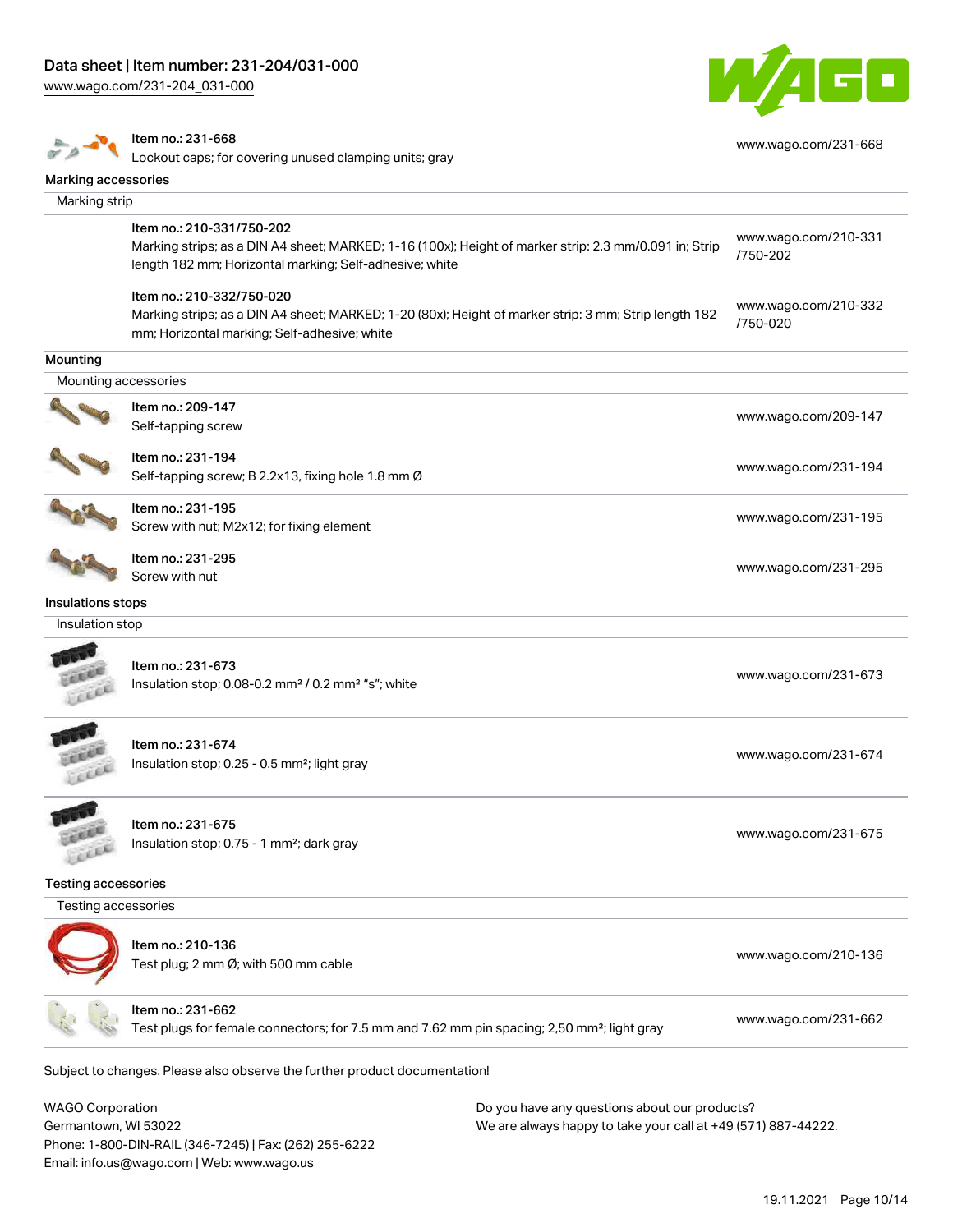| Item | Link |
| --- | --- |
| Item no.: 231-668<br>Lockout caps; for covering unused clamping units; gray | www.wago.com/231-668 |

## Marking accessories

### Marking strip

| Item | Link |
| --- | --- |
| Item no.: 210-331/750-202<br>Marking strips; as a DIN A4 sheet; MARKED; 1-16 (100x); Height of marker strip: 2.3 mm/0.091 in; Strip length 182 mm; Horizontal marking; Self-adhesive; white | www.wago.com/210-331/750-202 |
| Item no.: 210-332/750-020<br>Marking strips; as a DIN A4 sheet; MARKED; 1-20 (80x); Height of marker strip: 3 mm; Strip length 182 mm; Horizontal marking; Self-adhesive; white | www.wago.com/210-332/750-020 |

## Mounting

### Mounting accessories

| Item | Link |
| --- | --- |
| Item no.: 209-147<br>Self-tapping screw | www.wago.com/209-147 |
| Item no.: 231-194<br>Self-tapping screw; B 2.2x13, fixing hole 1.8 mm Ø | www.wago.com/231-194 |
| Item no.: 231-195<br>Screw with nut; M2x12; for fixing element | www.wago.com/231-195 |
| Item no.: 231-295<br>Screw with nut | www.wago.com/231-295 |

## Insulations stops

### Insulation stop

| Item | Link |
| --- | --- |
| Item no.: 231-673<br>Insulation stop; 0.08-0.2 mm² / 0.2 mm² "s"; white | www.wago.com/231-673 |
| Item no.: 231-674<br>Insulation stop; 0.25 - 0.5 mm²; light gray | www.wago.com/231-674 |
| Item no.: 231-675<br>Insulation stop; 0.75 - 1 mm²; dark gray | www.wago.com/231-675 |

## Testing accessories

### Testing accessories

| Item | Link |
| --- | --- |
| Item no.: 210-136<br>Test plug; 2 mm Ø; with 500 mm cable | www.wago.com/210-136 |
| Item no.: 231-662<br>Test plugs for female connectors; for 7.5 mm and 7.62 mm pin spacing; 2,50 mm²; light gray | www.wago.com/231-662 |

Subject to changes. Please also observe the further product documentation!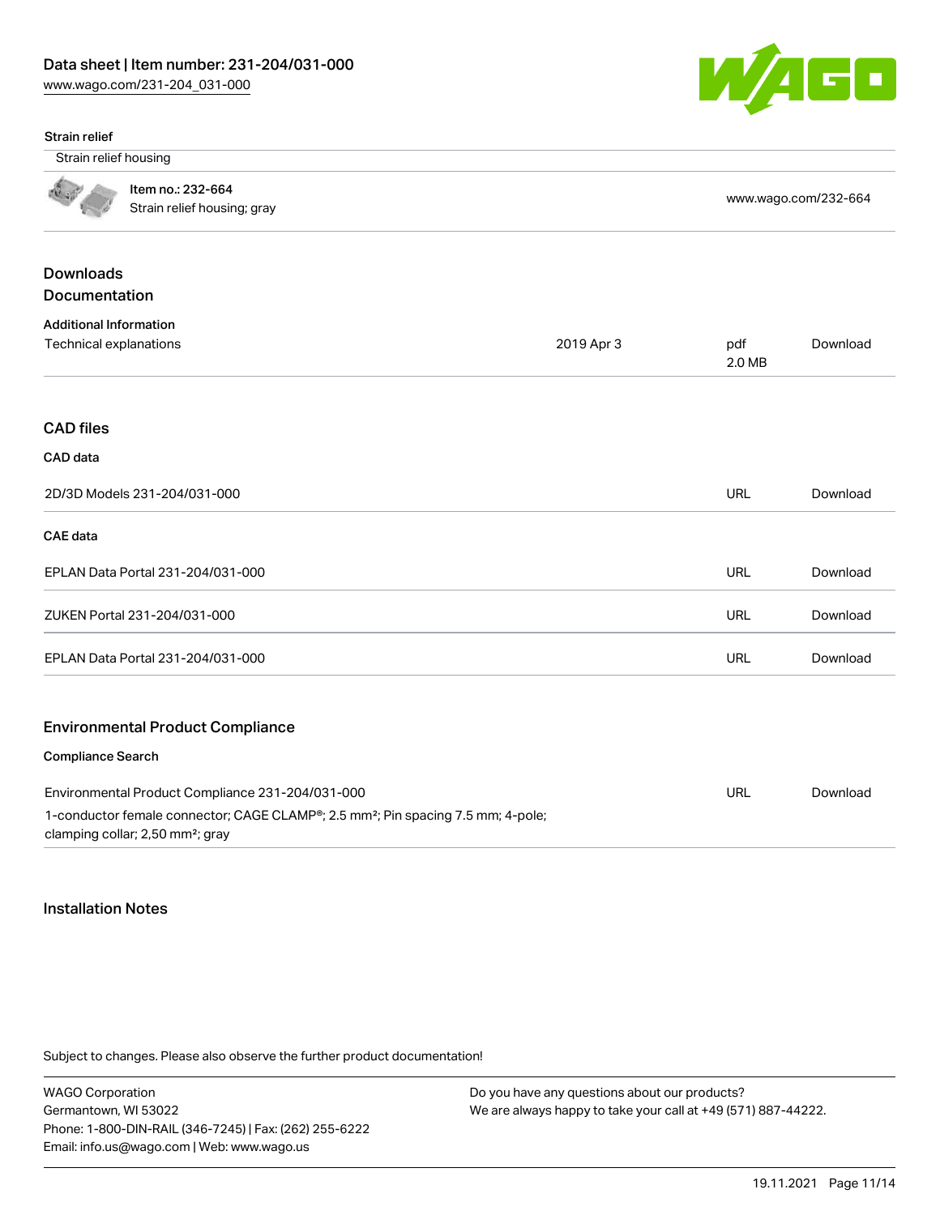### Strain relief

Strain relief housing

| | | |
|---|---|---|
| | **Item no.: 232-664**<br>Strain relief housing; gray | www.wago.com/232-664 |

## Downloads
## Documentation

**Additional Information**

| | | | |
|---|---|---|---|
| Technical explanations | 2019 Apr 3 | pdf<br>2.0 MB | Download |

## CAD files

**CAD data**

| | | |
|---|---|---|
| 2D/3D Models 231-204/031-000 | URL | Download |

**CAE data**

| | | |
|---|---|---|
| EPLAN Data Portal 231-204/031-000 | URL | Download |
| ZUKEN Portal 231-204/031-000 | URL | Download |
| EPLAN Data Portal 231-204/031-000 | URL | Download |

## Environmental Product Compliance

**Compliance Search**

| | | |
|---|---|---|
| Environmental Product Compliance 231-204/031-000<br>1-conductor female connector; CAGE CLAMP®; 2.5 mm²; Pin spacing 7.5 mm; 4-pole; clamping collar; 2,50 mm²; gray | URL | Download |

## Installation Notes

Subject to changes. Please also observe the further product documentation!

WAGO Corporation
Germantown, WI 53022
Phone: 1-800-DIN-RAIL (346-7245) | Fax: (262) 255-6222
Email: info.us@wago.com | Web: www.wago.us

Do you have any questions about our products?
We are always happy to take your call at +49 (571) 887-44222.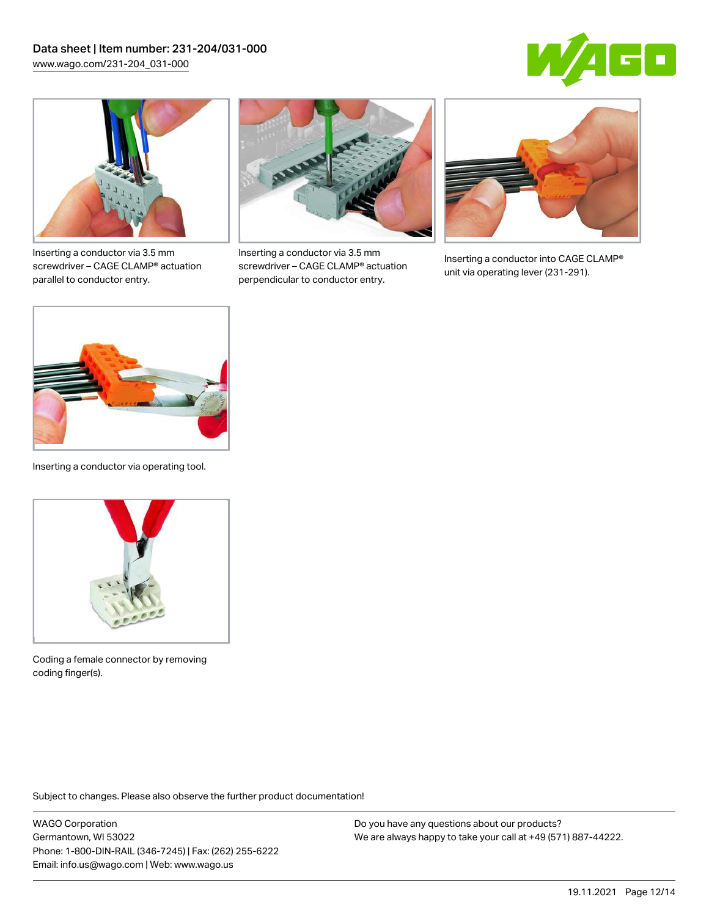Inserting a conductor via 3.5 mm screwdriver – CAGE CLAMP® actuation parallel to conductor entry.

Inserting a conductor via 3.5 mm screwdriver – CAGE CLAMP® actuation perpendicular to conductor entry.

Inserting a conductor into CAGE CLAMP® unit via operating lever (231-291).

Inserting a conductor via operating tool.

Coding a female connector by removing coding finger(s).

Subject to changes. Please also observe the further product documentation!

WAGO Corporation
Germantown, WI 53022
Phone: 1-800-DIN-RAIL (346-7245) | Fax: (262) 255-6222
Email: info.us@wago.com | Web: www.wago.us

Do you have any questions about our products?
We are always happy to take your call at +49 (571) 887-44222.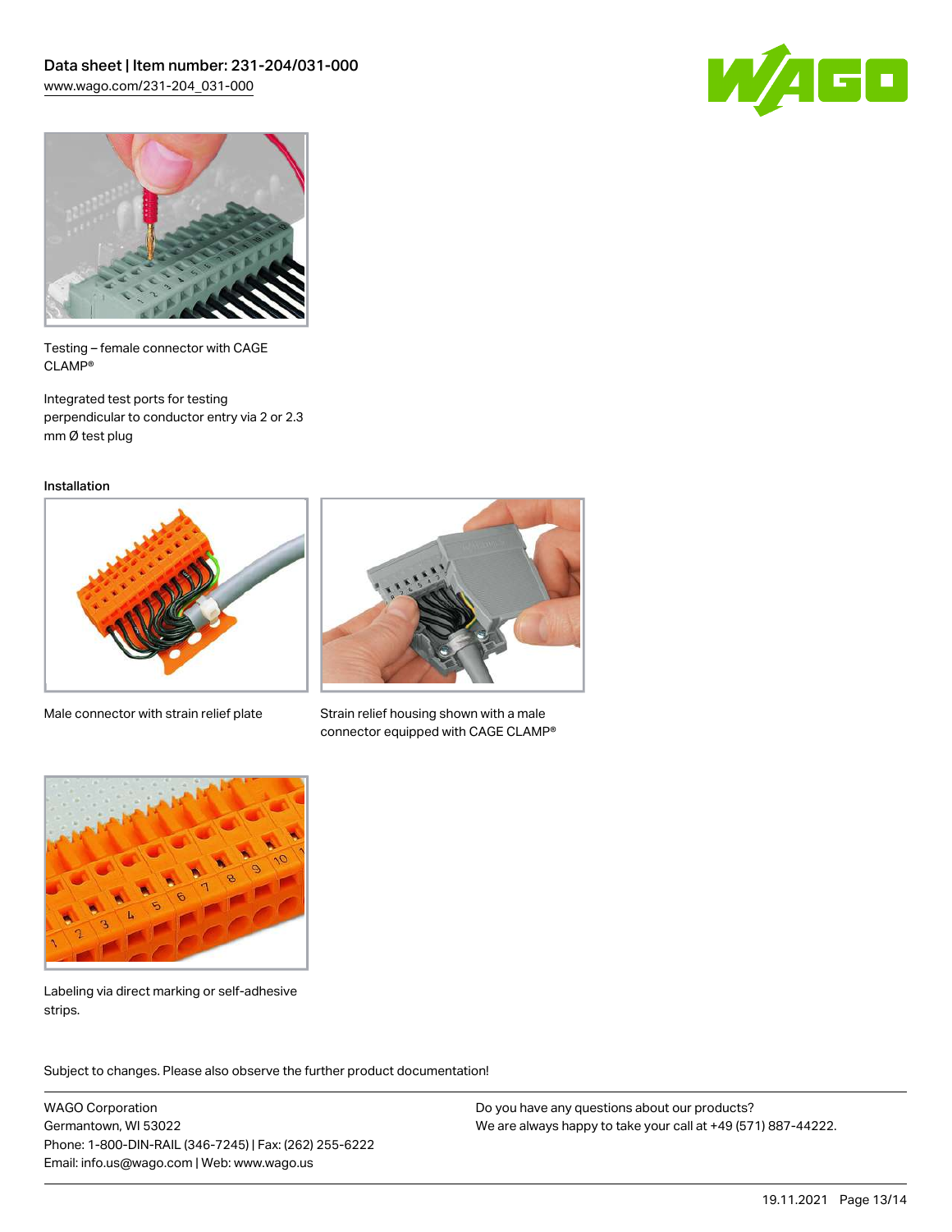Testing – female connector with CAGE CLAMP®

Integrated test ports for testing perpendicular to conductor entry via 2 or 2.3 mm Ø test plug

### Installation

Male connector with strain relief plate

Strain relief housing shown with a male connector equipped with CAGE CLAMP®

Labeling via direct marking or self-adhesive strips.

Subject to changes. Please also observe the further product documentation!

WAGO Corporation
Germantown, WI 53022
Phone: 1-800-DIN-RAIL (346-7245) | Fax: (262) 255-6222
Email: info.us@wago.com | Web: www.wago.us

Do you have any questions about our products?
We are always happy to take your call at +49 (571) 887-44222.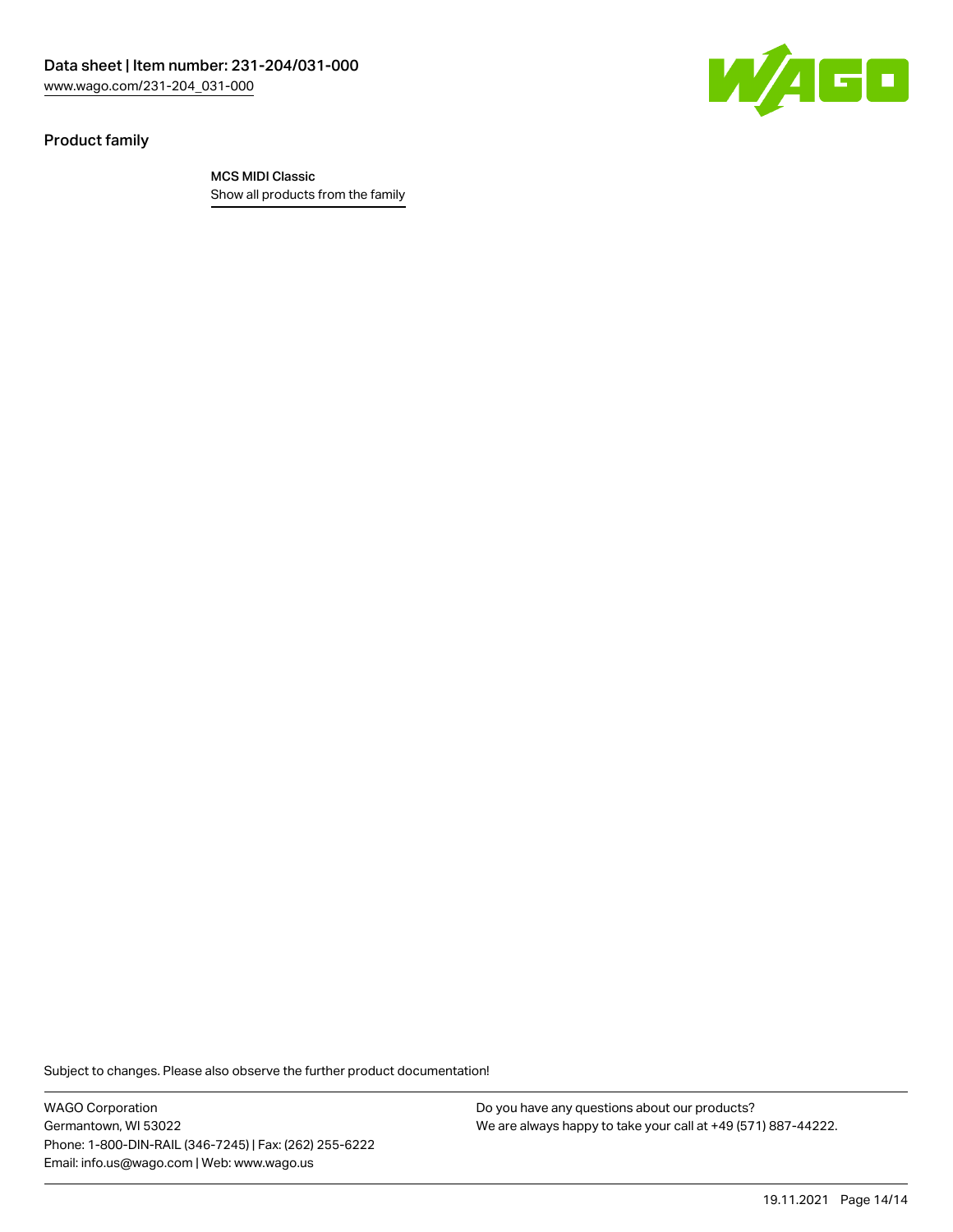## Product family

**MCS MIDI Classic**
Show all products from the family